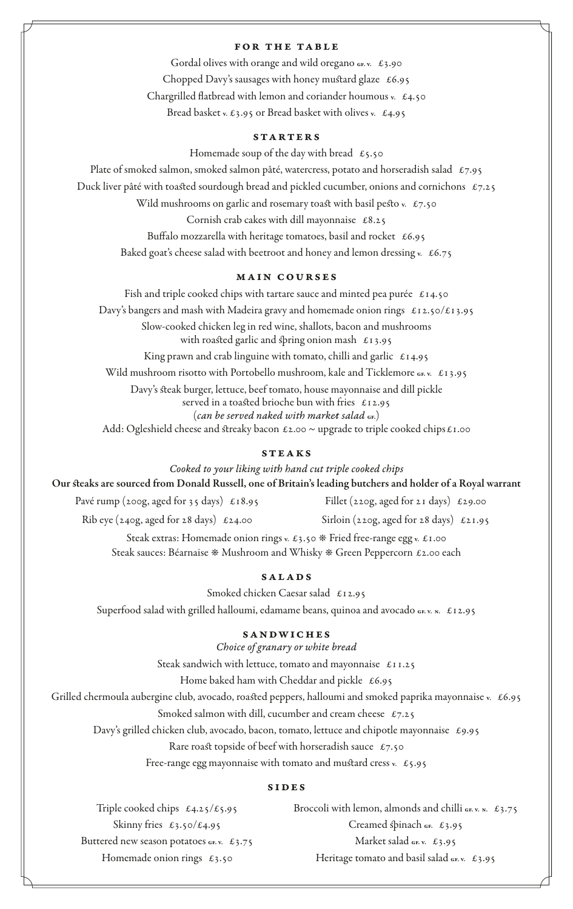## FOR THE TABLE

Gordal olives with orange and wild oregano GF. V. £3.90

Chopped Davy's sausages with honey mustard glaze £6.95

Chargrilled flatbread with lemon and coriander houmous V. £4.50

Bread basket V. £3.95 or Bread basket with olives V. £4.95

## STARTERS

Homemade soup of the day with bread £5.50

Plate of smoked salmon, smoked salmon pâté, watercress, potato and horseradish salad £7.95

Duck liver pâté with toasted sourdough bread and pickled cucumber, onions and cornichons £7.25

Wild mushrooms on garlic and rosemary toast with basil pesto V. £7.50

Cornish crab cakes with dill mayonnaise £8.25

Buffalo mozzarella with heritage tomatoes, basil and rocket £6.95

Baked goat's cheese salad with beetroot and honey and lemon dressing V. £6.75

## MAIN COURSES

Fish and triple cooked chips with tartare sauce and minted pea purée £14.50

Davy's bangers and mash with Madeira gravy and homemade onion rings £12.50/£13.95

Slow-cooked chicken leg in red wine, shallots, bacon and mushrooms with roasted garlic and spring onion mash £13.95

King prawn and crab linguine with tomato, chilli and garlic £14.95

Wild mushroom risotto with Portobello mushroom, kale and Ticklemore GF. V. £13.95

Davy's steak burger, lettuce, beef tomato, house mayonnaise and dill pickle served in a toasted brioche bun with fries £12.95
(*can be served naked with market salad* GF.)

Add: Ogleshield cheese and streaky bacon £2.00 ~ upgrade to triple cooked chips £1.00

## STEAKS

*Cooked to your liking with hand cut triple cooked chips*

**Our steaks are sourced from Donald Russell, one of Britain's leading butchers and holder of a Royal warrant**

Pavé rump (200g, aged for 35 days) £18.95

Fillet (220g, aged for 21 days) £29.00

Rib eye (240g, aged for 28 days) £24.00

Sirloin (220g, aged for 28 days) £21.95

Steak extras: Homemade onion rings V. £3.50 ❋ Fried free-range egg V. £1.00

Steak sauces: Béarnaise ❋ Mushroom and Whisky ❋ Green Peppercorn £2.00 each

## SALADS

Smoked chicken Caesar salad £12.95

Superfood salad with grilled halloumi, edamame beans, quinoa and avocado GF. V. N. £12.95

## SANDWICHES

*Choice of granary or white bread*

Steak sandwich with lettuce, tomato and mayonnaise £11.25

Home baked ham with Cheddar and pickle £6.95

Grilled chermoula aubergine club, avocado, roasted peppers, halloumi and smoked paprika mayonnaise V. £6.95

Smoked salmon with dill, cucumber and cream cheese £7.25

Davy's grilled chicken club, avocado, bacon, tomato, lettuce and chipotle mayonnaise £9.95

Rare roast topside of beef with horseradish sauce £7.50

Free-range egg mayonnaise with tomato and mustard cress V. £5.95

## SIDES

Triple cooked chips £4.25/£5.95

Skinny fries £3.50/£4.95

Buttered new season potatoes GF. V. £3.75

Homemade onion rings £3.50

Broccoli with lemon, almonds and chilli GF. V. N. £3.75

Creamed spinach GF. £3.95

Market salad GF. V. £3.95

Heritage tomato and basil salad GF. V. £3.95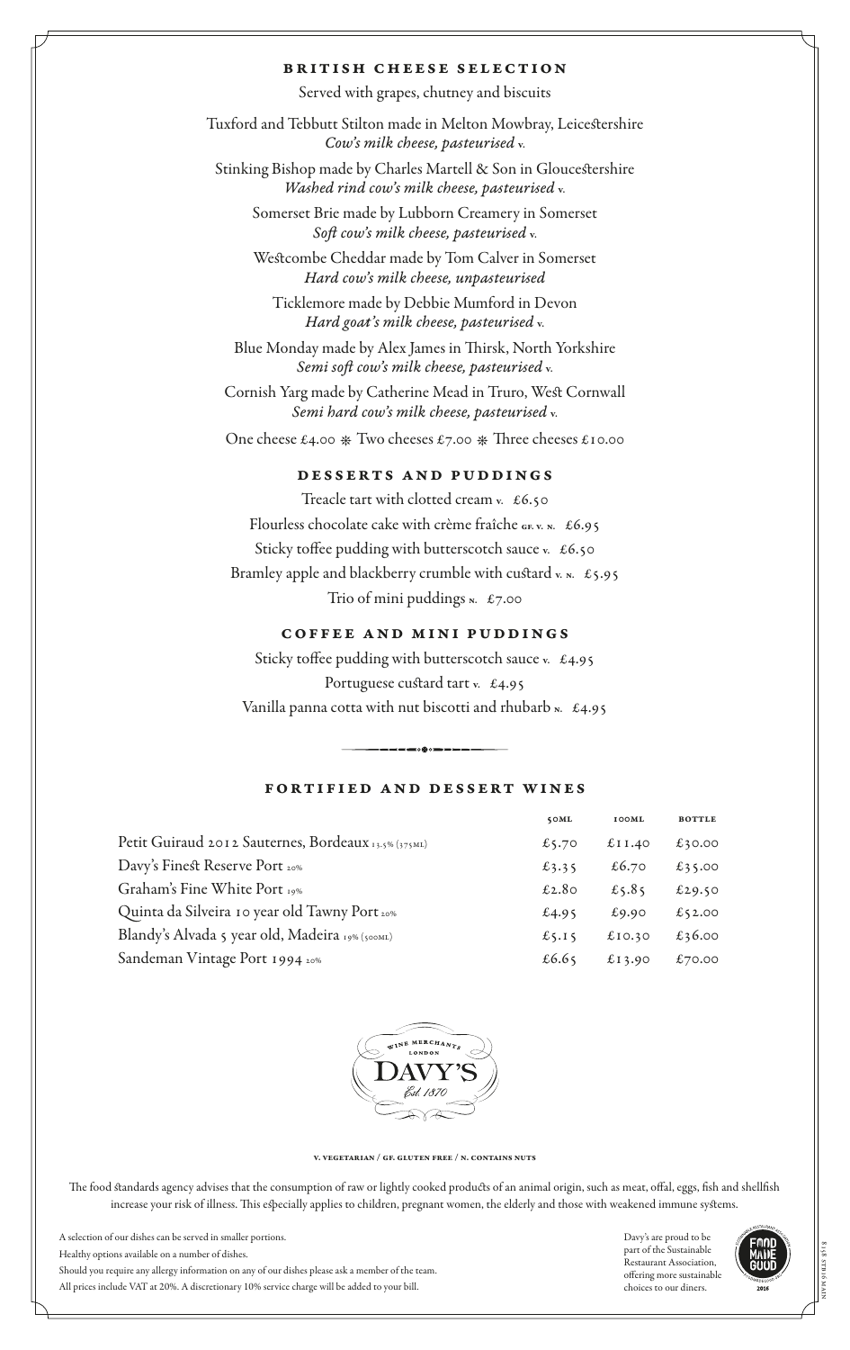## BRITISH CHEESE SELECTION

Served with grapes, chutney and biscuits

Tuxford and Tebbutt Stilton made in Melton Mowbray, Leicestershire
*Cow's milk cheese, pasteurised* v.

Stinking Bishop made by Charles Martell & Son in Gloucestershire
*Washed rind cow's milk cheese, pasteurised* v.

Somerset Brie made by Lubborn Creamery in Somerset
*Soft cow's milk cheese, pasteurised* v.

Westcombe Cheddar made by Tom Calver in Somerset
*Hard cow's milk cheese, unpasteurised*

Ticklemore made by Debbie Mumford in Devon
*Hard goat's milk cheese, pasteurised* v.

Blue Monday made by Alex James in Thirsk, North Yorkshire
*Semi soft cow's milk cheese, pasteurised* v.

Cornish Yarg made by Catherine Mead in Truro, West Cornwall
*Semi hard cow's milk cheese, pasteurised* v.

One cheese £4.00 ⁕ Two cheeses £7.00 ⁕ Three cheeses £10.00

## DESSERTS AND PUDDINGS

Treacle tart with clotted cream v. £6.50

Flourless chocolate cake with crème fraîche GF. V. N. £6.95

Sticky toffee pudding with butterscotch sauce v. £6.50

Bramley apple and blackberry crumble with custard v. N. £5.95

Trio of mini puddings N. £7.00

## COFFEE AND MINI PUDDINGS

Sticky toffee pudding with butterscotch sauce v. £4.95

Portuguese custard tart v. £4.95

Vanilla panna cotta with nut biscotti and rhubarb N. £4.95

## FORTIFIED AND DESSERT WINES

| | 50ML | 100ML | BOTTLE |
|---|---|---|---|
| Petit Guiraud 2012 Sauternes, Bordeaux 13.5% (375ML) | £5.70 | £11.40 | £30.00 |
| Davy's Finest Reserve Port 20% | £3.35 | £6.70 | £35.00 |
| Graham's Fine White Port 19% | £2.80 | £5.85 | £29.50 |
| Quinta da Silveira 10 year old Tawny Port 20% | £4.95 | £9.90 | £52.00 |
| Blandy's Alvada 5 year old, Madeira 19% (500ML) | £5.15 | £10.30 | £36.00 |
| Sandeman Vintage Port 1994 20% | £6.65 | £13.90 | £70.00 |

WINE MERCHANTS LONDON DAVY'S Est. 1870

V. VEGETARIAN / GF. GLUTEN FREE / N. CONTAINS NUTS

The food standards agency advises that the consumption of raw or lightly cooked products of an animal origin, such as meat, offal, eggs, fish and shellfish increase your risk of illness. This especially applies to children, pregnant women, the elderly and those with weakened immune systems.

A selection of our dishes can be served in smaller portions.
Healthy options available on a number of dishes.
Should you require any allergy information on any of our dishes please ask a member of the team.
All prices include VAT at 20%. A discretionary 10% service charge will be added to your bill.

Davy's are proud to be part of the Sustainable Restaurant Association, offering more sustainable choices to our diners.

FOOD MADE GOOD 2016

8.1.18 STH 16 MAIN